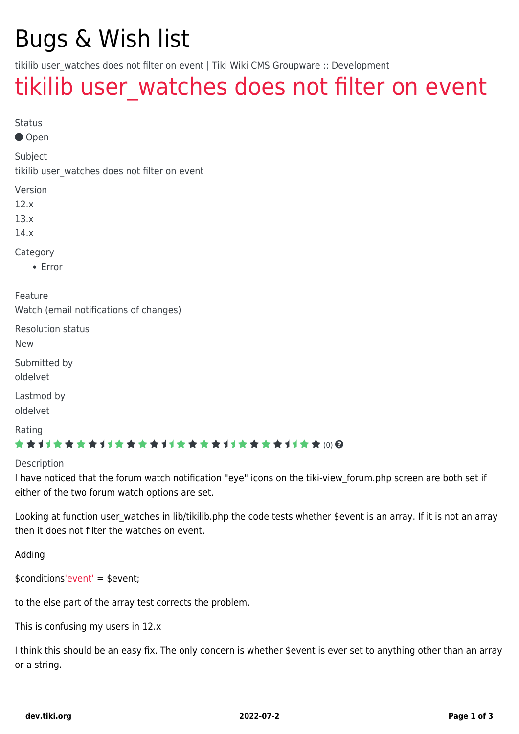# Bugs & Wish list

tikilib user_watches does not filter on event | Tiki Wiki CMS Groupware :: Development

## tikilib user_watches does not filter on event

Status

Open

Subject

tikilib user_watches does not filter on event

Version

12.x

13.x

14.x

Category

- Error

Feature

Watch (email notifications of changes)

Resolution status

New

Submitted by

oldelvet

Lastmod by

oldelvet

Rating

(0)

Description

I have noticed that the forum watch notification "eye" icons on the tiki-view_forum.php screen are both set if either of the two forum watch options are set.

Looking at function user_watches in lib/tikilib.php the code tests whether $event is an array. If it is not an array then it does not filter the watches on event.

Adding

$conditions'event' = $event;

to the else part of the array test corrects the problem.

This is confusing my users in 12.x

I think this should be an easy fix. The only concern is whether $event is ever set to anything other than an array or a string.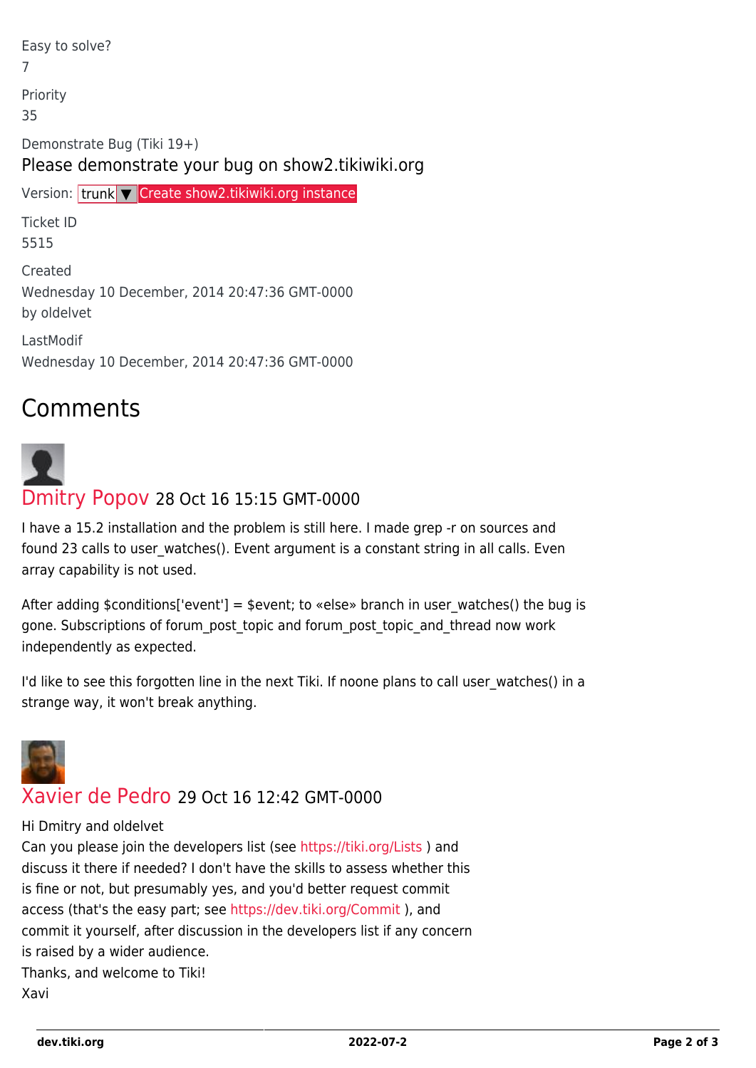Easy to solve?

7

Priority

35

Demonstrate Bug (Tiki 19+)

Please demonstrate your bug on show2.tikiwiki.org

Version: trunk ▼ Create show2.tikiwiki.org instance

Ticket ID

5515

Created

Wednesday 10 December, 2014 20:47:36 GMT-0000

by oldelvet

LastModif

Wednesday 10 December, 2014 20:47:36 GMT-0000

## Comments

### Dmitry Popov 28 Oct 16 15:15 GMT-0000

I have a 15.2 installation and the problem is still here. I made grep -r on sources and found 23 calls to user_watches(). Event argument is a constant string in all calls. Even array capability is not used.

After adding $conditions['event'] = $event; to «else» branch in user_watches() the bug is gone. Subscriptions of forum_post_topic and forum_post_topic_and_thread now work independently as expected.

I'd like to see this forgotten line in the next Tiki. If noone plans to call user_watches() in a strange way, it won't break anything.

### Xavier de Pedro 29 Oct 16 12:42 GMT-0000

Hi Dmitry and oldelvet

Can you please join the developers list (see https://tiki.org/Lists ) and discuss it there if needed? I don't have the skills to assess whether this is fine or not, but presumably yes, and you'd better request commit access (that's the easy part; see https://dev.tiki.org/Commit ), and commit it yourself, after discussion in the developers list if any concern is raised by a wider audience.

Thanks, and welcome to Tiki!

Xavi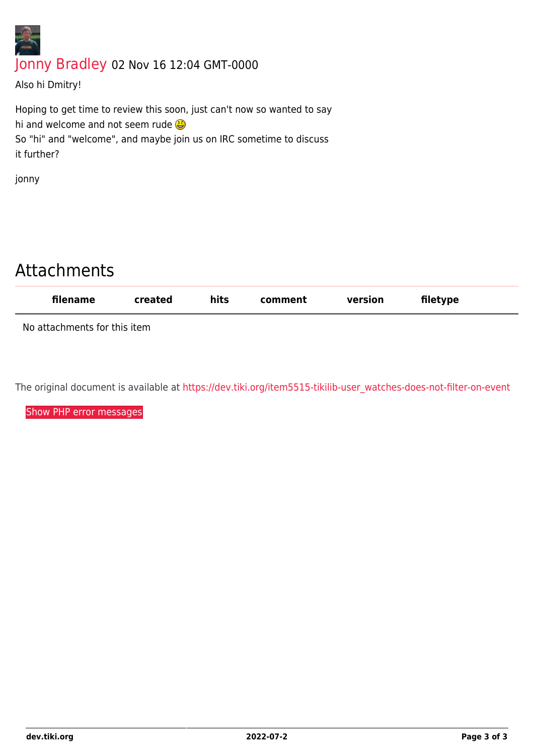Jonny Bradley 02 Nov 16 12:04 GMT-0000

Also hi Dmitry!

Hoping to get time to review this soon, just can't now so wanted to say hi and welcome and not seem rude 🙂
So "hi" and "welcome", and maybe join us on IRC sometime to discuss it further?

jonny

## Attachments

| filename | created | hits | comment | version | filetype |
|---|---|---|---|---|---|

No attachments for this item

The original document is available at https://dev.tiki.org/item5515-tikilib-user_watches-does-not-filter-on-event

Show PHP error messages